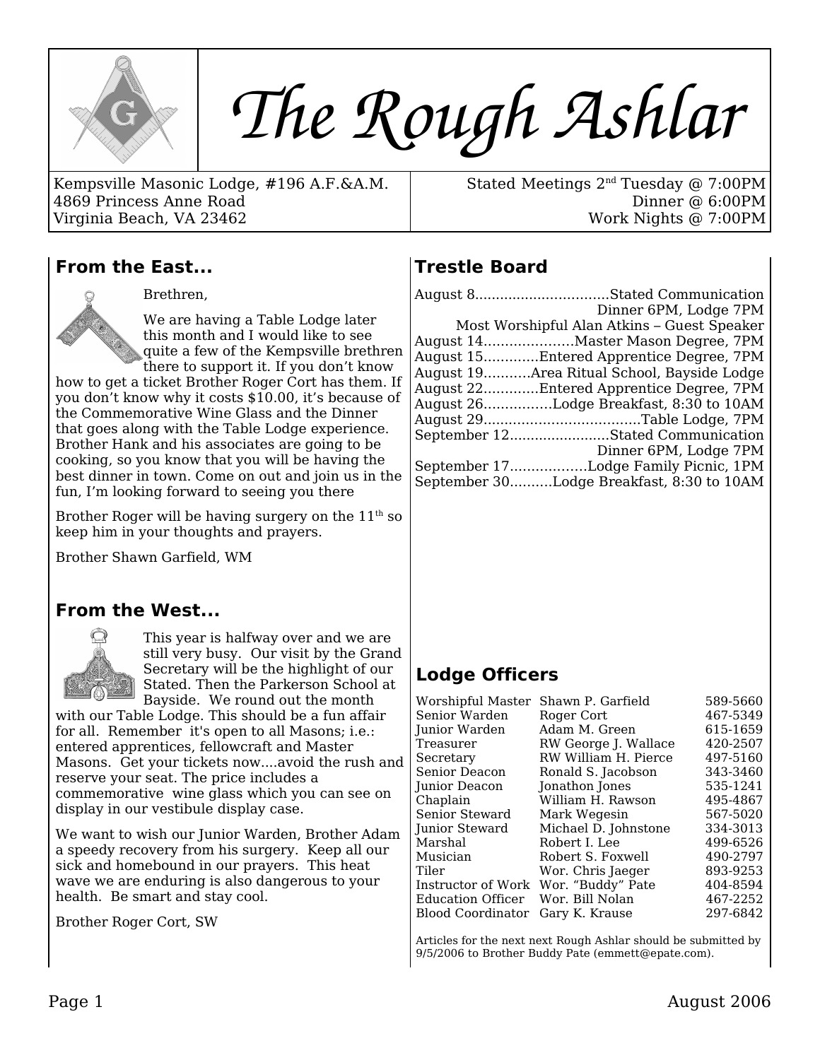# The Rough Ashlar

Kempsville Masonic Lodge, #196 A.F.&A.M.
4869 Princess Anne Road
Virginia Beach, VA 23462

Stated Meetings 2nd Tuesday @ 7:00PM
Dinner @ 6:00PM
Work Nights @ 7:00PM

## From the East...

Brethren,

We are having a Table Lodge later this month and I would like to see quite a few of the Kempsville brethren there to support it. If you don't know how to get a ticket Brother Roger Cort has them. If you don't know why it costs $10.00, it's because of the Commemorative Wine Glass and the Dinner that goes along with the Table Lodge experience. Brother Hank and his associates are going to be cooking, so you know that you will be having the best dinner in town. Come on out and join us in the fun, I'm looking forward to seeing you there

Brother Roger will be having surgery on the 11th so keep him in your thoughts and prayers.

Brother Shawn Garfield, WM

## From the West...

This year is halfway over and we are still very busy. Our visit by the Grand Secretary will be the highlight of our Stated. Then the Parkerson School at Bayside. We round out the month with our Table Lodge. This should be a fun affair for all. Remember it's open to all Masons; i.e.: entered apprentices, fellowcraft and Master Masons. Get your tickets now....avoid the rush and reserve your seat. The price includes a commemorative wine glass which you can see on display in our vestibule display case.

We want to wish our Junior Warden, Brother Adam a speedy recovery from his surgery. Keep all our sick and homebound in our prayers. This heat wave we are enduring is also dangerous to your health. Be smart and stay cool.

Brother Roger Cort, SW

## Trestle Board

August 8................................Stated Communication
Dinner 6PM, Lodge 7PM
Most Worshipful Alan Atkins – Guest Speaker
August 14......................Master Mason Degree, 7PM
August 15.............Entered Apprentice Degree, 7PM
August 19...........Area Ritual School, Bayside Lodge
August 22.............Entered Apprentice Degree, 7PM
August 26................Lodge Breakfast, 8:30 to 10AM
August 29.....................................Table Lodge, 7PM
September 12........................Stated Communication
Dinner 6PM, Lodge 7PM
September 17..................Lodge Family Picnic, 1PM
September 30..........Lodge Breakfast, 8:30 to 10AM

## Lodge Officers

| Office | Name | Phone |
|---|---|---|
| Worshipful Master | Shawn P. Garfield | 589-5660 |
| Senior Warden | Roger Cort | 467-5349 |
| Junior Warden | Adam M. Green | 615-1659 |
| Treasurer | RW George J. Wallace | 420-2507 |
| Secretary | RW William H. Pierce | 497-5160 |
| Senior Deacon | Ronald S. Jacobson | 343-3460 |
| Junior Deacon | Jonathon Jones | 535-1241 |
| Chaplain | William H. Rawson | 495-4867 |
| Senior Steward | Mark Wegesin | 567-5020 |
| Junior Steward | Michael D. Johnstone | 334-3013 |
| Marshal | Robert I. Lee | 499-6526 |
| Musician | Robert S. Foxwell | 490-2797 |
| Tiler | Wor. Chris Jaeger | 893-9253 |
| Instructor of Work | Wor. "Buddy" Pate | 404-8594 |
| Education Officer | Wor. Bill Nolan | 467-2252 |
| Blood Coordinator | Gary K. Krause | 297-6842 |

Articles for the next next Rough Ashlar should be submitted by 9/5/2006 to Brother Buddy Pate (emmett@epate.com).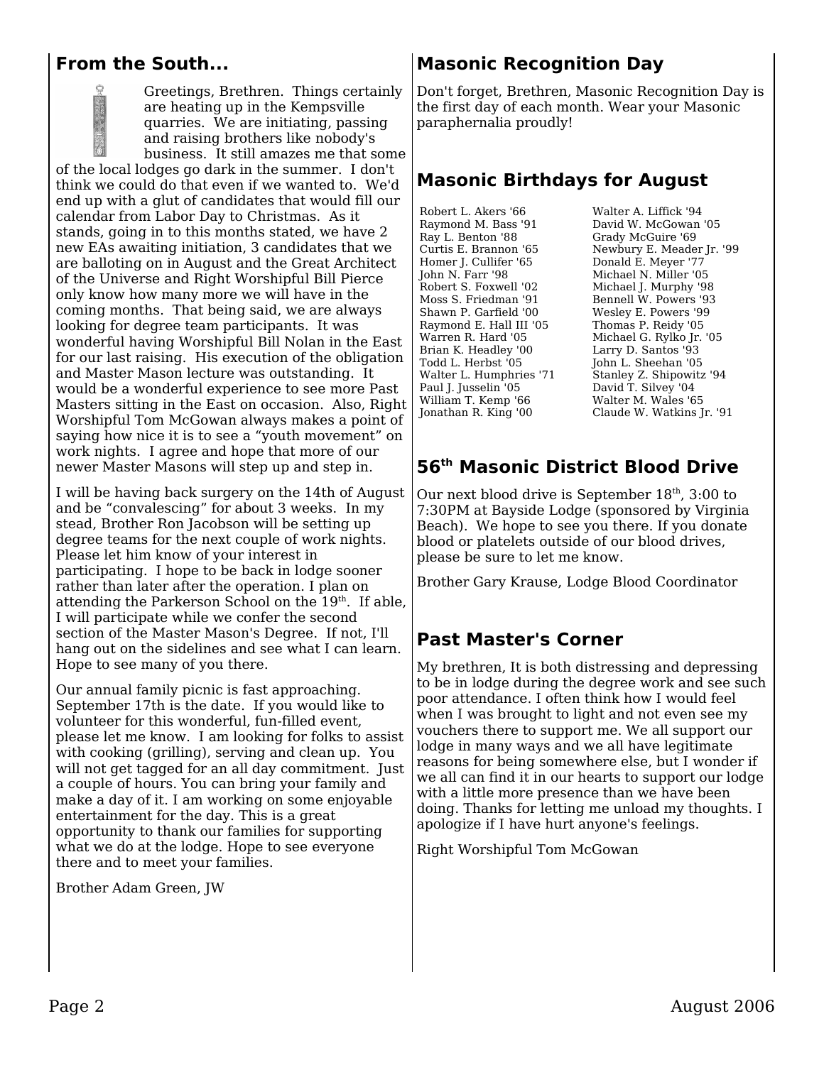## From the South...

Greetings, Brethren. Things certainly are heating up in the Kempsville quarries. We are initiating, passing and raising brothers like nobody's business. It still amazes me that some of the local lodges go dark in the summer. I don't think we could do that even if we wanted to. We'd end up with a glut of candidates that would fill our calendar from Labor Day to Christmas. As it stands, going in to this months stated, we have 2 new EAs awaiting initiation, 3 candidates that we are balloting on in August and the Great Architect of the Universe and Right Worshipful Bill Pierce only know how many more we will have in the coming months. That being said, we are always looking for degree team participants. It was wonderful having Worshipful Bill Nolan in the East for our last raising. His execution of the obligation and Master Mason lecture was outstanding. It would be a wonderful experience to see more Past Masters sitting in the East on occasion. Also, Right Worshipful Tom McGowan always makes a point of saying how nice it is to see a "youth movement" on work nights. I agree and hope that more of our newer Master Masons will step up and step in.

I will be having back surgery on the 14th of August and be "convalescing" for about 3 weeks. In my stead, Brother Ron Jacobson will be setting up degree teams for the next couple of work nights. Please let him know of your interest in participating. I hope to be back in lodge sooner rather than later after the operation. I plan on attending the Parkerson School on the 19th. If able, I will participate while we confer the second section of the Master Mason's Degree. If not, I'll hang out on the sidelines and see what I can learn. Hope to see many of you there.

Our annual family picnic is fast approaching. September 17th is the date. If you would like to volunteer for this wonderful, fun-filled event, please let me know. I am looking for folks to assist with cooking (grilling), serving and clean up. You will not get tagged for an all day commitment. Just a couple of hours. You can bring your family and make a day of it. I am working on some enjoyable entertainment for the day. This is a great opportunity to thank our families for supporting what we do at the lodge. Hope to see everyone there and to meet your families.

Brother Adam Green, JW

## Masonic Recognition Day

Don't forget, Brethren, Masonic Recognition Day is the first day of each month. Wear your Masonic paraphernalia proudly!

## Masonic Birthdays for August

| | |
|---|---|
| Robert L. Akers '66 | Walter A. Liffick '94 |
| Raymond M. Bass '91 | David W. McGowan '05 |
| Ray L. Benton '88 | Grady McGuire '69 |
| Curtis E. Brannon '65 | Newbury E. Meader Jr. '99 |
| Homer J. Cullifer '65 | Donald E. Meyer '77 |
| John N. Farr '98 | Michael N. Miller '05 |
| Robert S. Foxwell '02 | Michael J. Murphy '98 |
| Moss S. Friedman '91 | Bennell W. Powers '93 |
| Shawn P. Garfield '00 | Wesley E. Powers '99 |
| Raymond E. Hall III '05 | Thomas P. Reidy '05 |
| Warren R. Hard '05 | Michael G. Rylko Jr. '05 |
| Brian K. Headley '00 | Larry D. Santos '93 |
| Todd L. Herbst '05 | John L. Sheehan '05 |
| Walter L. Humphries '71 | Stanley Z. Shipowitz '94 |
| Paul J. Jusselin '05 | David T. Silvey '04 |
| William T. Kemp '66 | Walter M. Wales '65 |
| Jonathan R. King '00 | Claude W. Watkins Jr. '91 |

## 56th Masonic District Blood Drive

Our next blood drive is September 18th, 3:00 to 7:30PM at Bayside Lodge (sponsored by Virginia Beach). We hope to see you there. If you donate blood or platelets outside of our blood drives, please be sure to let me know.

Brother Gary Krause, Lodge Blood Coordinator

## Past Master's Corner

My brethren, It is both distressing and depressing to be in lodge during the degree work and see such poor attendance. I often think how I would feel when I was brought to light and not even see my vouchers there to support me. We all support our lodge in many ways and we all have legitimate reasons for being somewhere else, but I wonder if we all can find it in our hearts to support our lodge with a little more presence than we have been doing. Thanks for letting me unload my thoughts. I apologize if I have hurt anyone's feelings.

Right Worshipful Tom McGowan